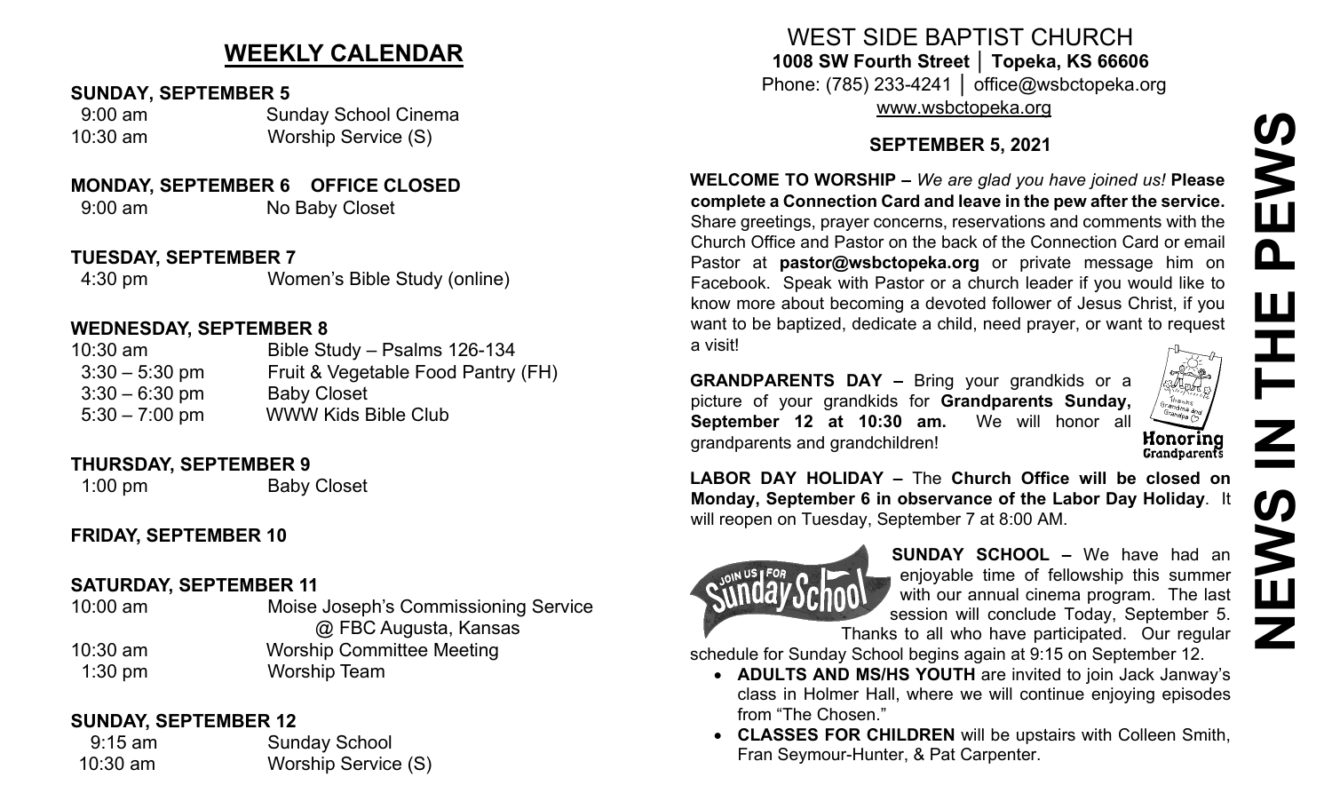## WEEKLY CALENDAR

**SUNDAY, SEPTEMBER 5**

| | |
|---|---|
| 9:00 am | Sunday School Cinema |
| 10:30 am | Worship Service (S) |

**MONDAY, SEPTEMBER 6 OFFICE CLOSED**

| | |
|---|---|
| 9:00 am | No Baby Closet |

**TUESDAY, SEPTEMBER 7**

| | |
|---|---|
| 4:30 pm | Women's Bible Study (online) |

**WEDNESDAY, SEPTEMBER 8**

| | |
|---|---|
| 10:30 am | Bible Study – Psalms 126-134 |
| 3:30 – 5:30 pm | Fruit & Vegetable Food Pantry (FH) |
| 3:30 – 6:30 pm | Baby Closet |
| 5:30 – 7:00 pm | WWW Kids Bible Club |

**THURSDAY, SEPTEMBER 9**

| | |
|---|---|
| 1:00 pm | Baby Closet |

**FRIDAY, SEPTEMBER 10**

**SATURDAY, SEPTEMBER 11**

| | |
|---|---|
| 10:00 am | Moise Joseph's Commissioning Service @ FBC Augusta, Kansas |
| 10:30 am | Worship Committee Meeting |
| 1:30 pm | Worship Team |

**SUNDAY, SEPTEMBER 12**

| | |
|---|---|
| 9:15 am | Sunday School |
| 10:30 am | Worship Service (S) |

# WEST SIDE BAPTIST CHURCH

**1008 SW Fourth Street │ Topeka, KS 66606**

Phone: (785) 233-4241 │ office@wsbctopeka.org

www.wsbctopeka.org

### SEPTEMBER 5, 2021

# NEWS IN THE PEWS

**WELCOME TO WORSHIP –** *We are glad you have joined us!* **Please complete a Connection Card and leave in the pew after the service.** Share greetings, prayer concerns, reservations and comments with the Church Office and Pastor on the back of the Connection Card or email Pastor at **pastor@wsbctopeka.org** or private message him on Facebook. Speak with Pastor or a church leader if you would like to know more about becoming a devoted follower of Jesus Christ, if you want to be baptized, dedicate a child, need prayer, or want to request a visit!

**GRANDPARENTS DAY –** Bring your grandkids or a picture of your grandkids for **Grandparents Sunday, September 12 at 10:30 am.** We will honor all grandparents and grandchildren!

**LABOR DAY HOLIDAY –** The **Church Office will be closed on Monday, September 6 in observance of the Labor Day Holiday**. It will reopen on Tuesday, September 7 at 8:00 AM.

**SUNDAY SCHOOL –** We have had an enjoyable time of fellowship this summer with our annual cinema program. The last session will conclude Today, September 5. Thanks to all who have participated. Our regular schedule for Sunday School begins again at 9:15 on September 12.

- **ADULTS AND MS/HS YOUTH** are invited to join Jack Janway's class in Holmer Hall, where we will continue enjoying episodes from "The Chosen."
- **CLASSES FOR CHILDREN** will be upstairs with Colleen Smith, Fran Seymour-Hunter, & Pat Carpenter.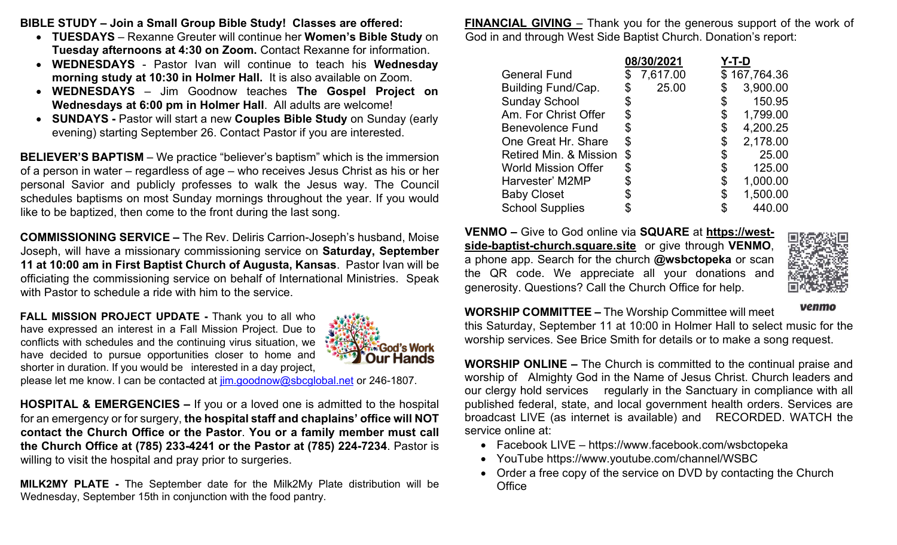**BIBLE STUDY – Join a Small Group Bible Study! Classes are offered:**

- **TUESDAYS** – Rexanne Greuter will continue her **Women's Bible Study** on **Tuesday afternoons at 4:30 on Zoom.** Contact Rexanne for information.
- **WEDNESDAYS** - Pastor Ivan will continue to teach his **Wednesday morning study at 10:30 in Holmer Hall.** It is also available on Zoom.
- **WEDNESDAYS** – Jim Goodnow teaches **The Gospel Project on Wednesdays at 6:00 pm in Holmer Hall**. All adults are welcome!
- **SUNDAYS -** Pastor will start a new **Couples Bible Study** on Sunday (early evening) starting September 26. Contact Pastor if you are interested.

**BELIEVER'S BAPTISM** – We practice "believer's baptism" which is the immersion of a person in water – regardless of age – who receives Jesus Christ as his or her personal Savior and publicly professes to walk the Jesus way. The Council schedules baptisms on most Sunday mornings throughout the year. If you would like to be baptized, then come to the front during the last song.

**COMMISSIONING SERVICE –** The Rev. Deliris Carrion-Joseph's husband, Moise Joseph, will have a missionary commissioning service on **Saturday, September 11 at 10:00 am in First Baptist Church of Augusta, Kansas**. Pastor Ivan will be officiating the commissioning service on behalf of International Ministries. Speak with Pastor to schedule a ride with him to the service.

**FALL MISSION PROJECT UPDATE -** Thank you to all who have expressed an interest in a Fall Mission Project. Due to conflicts with schedules and the continuing virus situation, we have decided to pursue opportunities closer to home and shorter in duration. If you would be interested in a day project, please let me know. I can be contacted at jim.goodnow@sbcglobal.net or 246-1807.

**HOSPITAL & EMERGENCIES –** If you or a loved one is admitted to the hospital for an emergency or for surgery, **the hospital staff and chaplains' office will NOT contact the Church Office or the Pastor**. **You or a family member must call the Church Office at (785) 233-4241 or the Pastor at (785) 224-7234**. Pastor is willing to visit the hospital and pray prior to surgeries.

**MILK2MY PLATE -** The September date for the Milk2My Plate distribution will be Wednesday, September 15th in conjunction with the food pantry.

**FINANCIAL GIVING** – Thank you for the generous support of the work of God in and through West Side Baptist Church. Donation's report:

| | 08/30/2021 | Y-T-D |
|---|---|---|
| General Fund | $ 7,617.00 | $ 167,764.36 |
| Building Fund/Cap. | $ 25.00 | $ 3,900.00 |
| Sunday School | $ | $ 150.95 |
| Am. For Christ Offer | $ | $ 1,799.00 |
| Benevolence Fund | $ | $ 4,200.25 |
| One Great Hr. Share | $ | $ 2,178.00 |
| Retired Min. & Mission | $ | $ 25.00 |
| World Mission Offer | $ | $ 125.00 |
| Harvester' M2MP | $ | $ 1,000.00 |
| Baby Closet | $ | $ 1,500.00 |
| School Supplies | $ | $ 440.00 |

**VENMO –** Give to God online via **SQUARE** at **https://west-side-baptist-church.square.site** or give through **VENMO**, a phone app. Search for the church **@wsbctopeka** or scan the QR code. We appreciate all your donations and generosity. Questions? Call the Church Office for help.

**WORSHIP COMMITTEE –** The Worship Committee will meet this Saturday, September 11 at 10:00 in Holmer Hall to select music for the worship services. See Brice Smith for details or to make a song request.

**WORSHIP ONLINE –** The Church is committed to the continual praise and worship of Almighty God in the Name of Jesus Christ. Church leaders and our clergy hold services regularly in the Sanctuary in compliance with all published federal, state, and local government health orders. Services are broadcast LIVE (as internet is available) and RECORDED. WATCH the service online at:

- Facebook LIVE – https://www.facebook.com/wsbctopeka
- YouTube https://www.youtube.com/channel/WSBC
- Order a free copy of the service on DVD by contacting the Church Office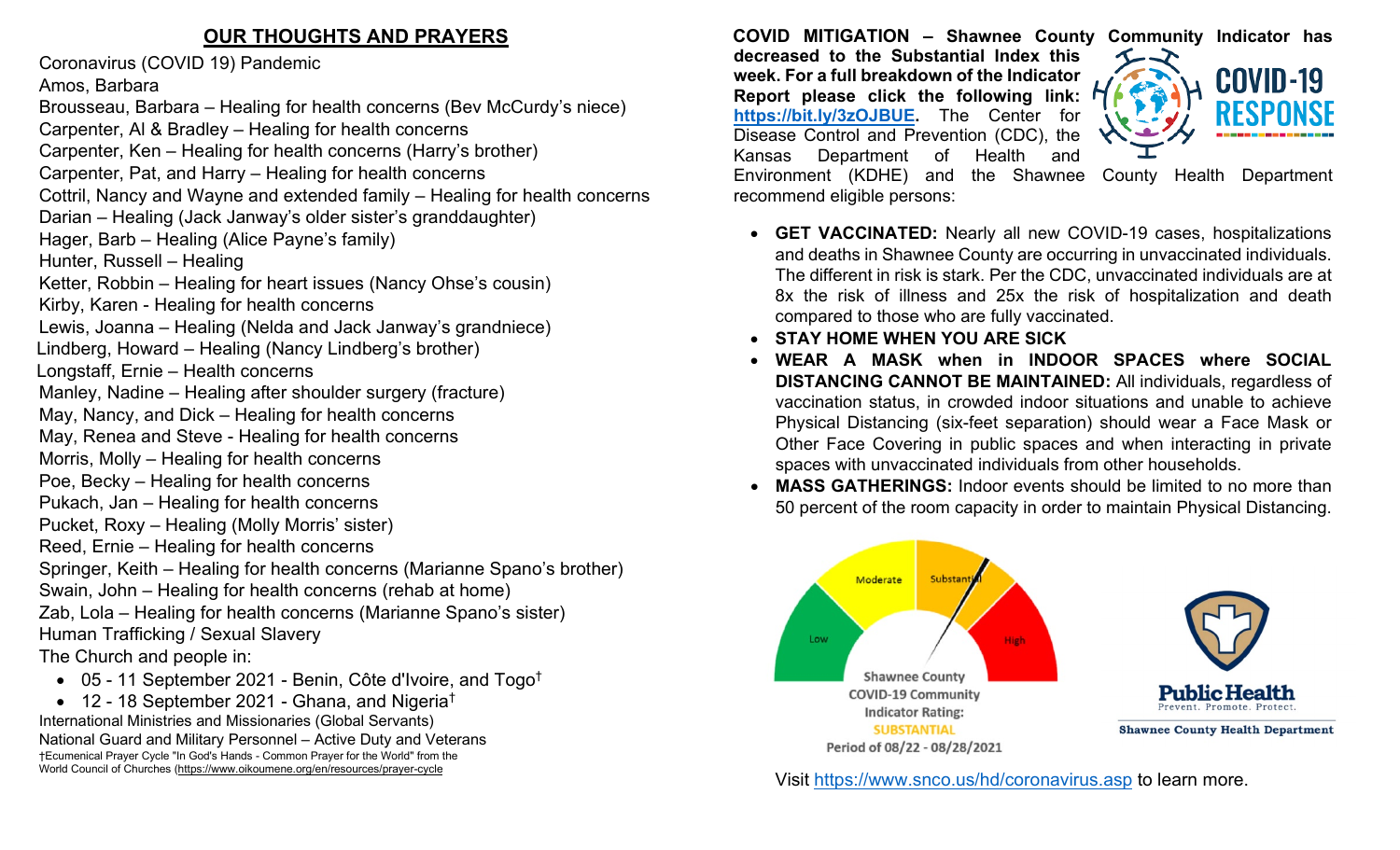## OUR THOUGHTS AND PRAYERS

Coronavirus (COVID 19) Pandemic
Amos, Barbara
Brousseau, Barbara – Healing for health concerns (Bev McCurdy's niece)
Carpenter, Al & Bradley – Healing for health concerns
Carpenter, Ken – Healing for health concerns (Harry's brother)
Carpenter, Pat, and Harry – Healing for health concerns
Cottril, Nancy and Wayne and extended family – Healing for health concerns
Darian – Healing (Jack Janway's older sister's granddaughter)
Hager, Barb – Healing (Alice Payne's family)
Hunter, Russell – Healing
Ketter, Robbin – Healing for heart issues (Nancy Ohse's cousin)
Kirby, Karen - Healing for health concerns
Lewis, Joanna – Healing (Nelda and Jack Janway's grandniece)
Lindberg, Howard – Healing (Nancy Lindberg's brother)
Longstaff, Ernie – Health concerns
Manley, Nadine – Healing after shoulder surgery (fracture)
May, Nancy, and Dick – Healing for health concerns
May, Renea and Steve - Healing for health concerns
Morris, Molly – Healing for health concerns
Poe, Becky – Healing for health concerns
Pukach, Jan – Healing for health concerns
Pucket, Roxy – Healing (Molly Morris' sister)
Reed, Ernie – Healing for health concerns
Springer, Keith – Healing for health concerns (Marianne Spano's brother)
Swain, John – Healing for health concerns (rehab at home)
Zab, Lola – Healing for health concerns (Marianne Spano's sister)
Human Trafficking / Sexual Slavery
The Church and people in:

- 05 - 11 September 2021 - Benin, Côte d'Ivoire, and Togo†
- 12 - 18 September 2021 - Ghana, and Nigeria†

International Ministries and Missionaries (Global Servants)
National Guard and Military Personnel – Active Duty and Veterans
†Ecumenical Prayer Cycle "In God's Hands - Common Prayer for the World" from the World Council of Churches (https://www.oikoumene.org/en/resources/prayer-cycle

**COVID MITIGATION – Shawnee County Community Indicator has decreased to the Substantial Index this week. For a full breakdown of the Indicator Report please click the following link: https://bit.ly/3zOJBUE.** The Center for Disease Control and Prevention (CDC), the Kansas Department of Health and Environment (KDHE) and the Shawnee County Health Department recommend eligible persons:

COVID-19 RESPONSE

- **GET VACCINATED:** Nearly all new COVID-19 cases, hospitalizations and deaths in Shawnee County are occurring in unvaccinated individuals. The different in risk is stark. Per the CDC, unvaccinated individuals are at 8x the risk of illness and 25x the risk of hospitalization and death compared to those who are fully vaccinated.
- **STAY HOME WHEN YOU ARE SICK**
- **WEAR A MASK when in INDOOR SPACES where SOCIAL DISTANCING CANNOT BE MAINTAINED:** All individuals, regardless of vaccination status, in crowded indoor situations and unable to achieve Physical Distancing (six-feet separation) should wear a Face Mask or Other Face Covering in public spaces and when interacting in private spaces with unvaccinated individuals from other households.
- **MASS GATHERINGS:** Indoor events should be limited to no more than 50 percent of the room capacity in order to maintain Physical Distancing.

Low
Moderate
Substantial
High
Shawnee County COVID-19 Community Indicator Rating: SUBSTANTIAL
Period of 08/22 - 08/28/2021

Public Health
Prevent. Promote. Protect.
Shawnee County Health Department

Visit https://www.snco.us/hd/coronavirus.asp to learn more.